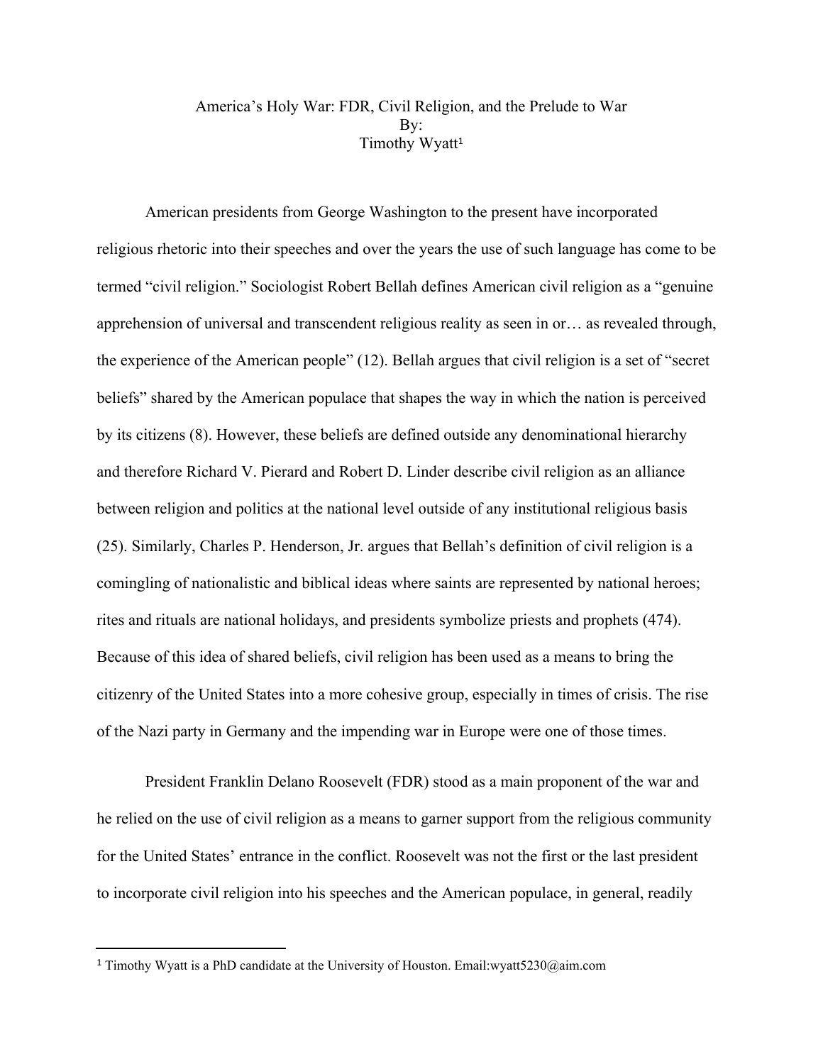# America's Holy War: FDR, Civil Religion, and the Prelude to War

By:

Timothy Wyatt[1]

American presidents from George Washington to the present have incorporated religious rhetoric into their speeches and over the years the use of such language has come to be termed "civil religion." Sociologist Robert Bellah defines American civil religion as a "genuine apprehension of universal and transcendent religious reality as seen in or… as revealed through, the experience of the American people" (12). Bellah argues that civil religion is a set of "secret beliefs" shared by the American populace that shapes the way in which the nation is perceived by its citizens (8). However, these beliefs are defined outside any denominational hierarchy and therefore Richard V. Pierard and Robert D. Linder describe civil religion as an alliance between religion and politics at the national level outside of any institutional religious basis (25). Similarly, Charles P. Henderson, Jr. argues that Bellah's definition of civil religion is a comingling of nationalistic and biblical ideas where saints are represented by national heroes; rites and rituals are national holidays, and presidents symbolize priests and prophets (474). Because of this idea of shared beliefs, civil religion has been used as a means to bring the citizenry of the United States into a more cohesive group, especially in times of crisis. The rise of the Nazi party in Germany and the impending war in Europe were one of those times.

President Franklin Delano Roosevelt (FDR) stood as a main proponent of the war and he relied on the use of civil religion as a means to garner support from the religious community for the United States' entrance in the conflict. Roosevelt was not the first or the last president to incorporate civil religion into his speeches and the American populace, in general, readily

[1] Timothy Wyatt is a PhD candidate at the University of Houston. Email:wyatt5230@aim.com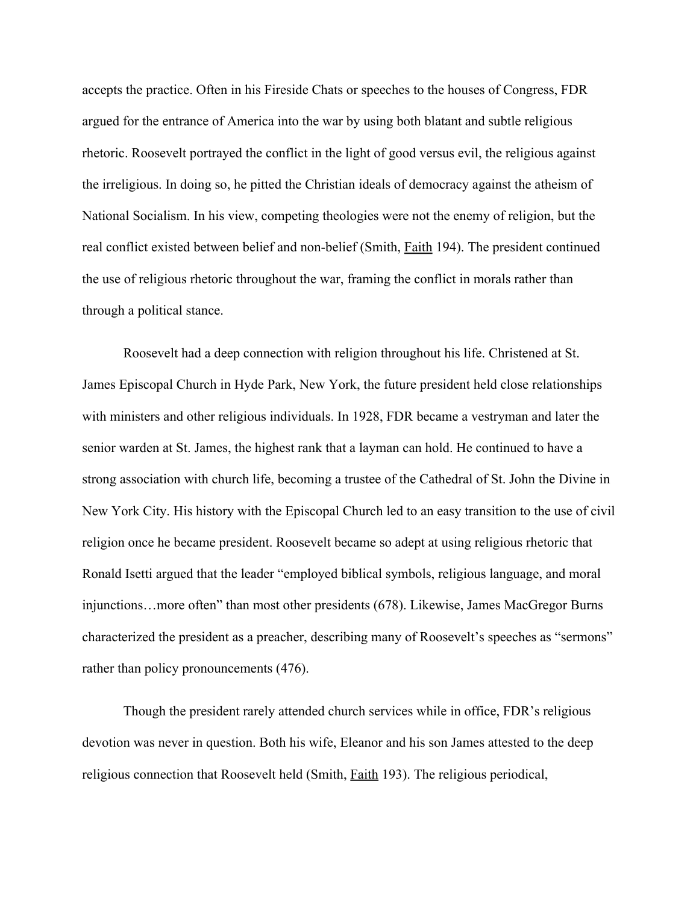accepts the practice. Often in his Fireside Chats or speeches to the houses of Congress, FDR argued for the entrance of America into the war by using both blatant and subtle religious rhetoric. Roosevelt portrayed the conflict in the light of good versus evil, the religious against the irreligious. In doing so, he pitted the Christian ideals of democracy against the atheism of National Socialism. In his view, competing theologies were not the enemy of religion, but the real conflict existed between belief and non-belief (Smith, Faith 194). The president continued the use of religious rhetoric throughout the war, framing the conflict in morals rather than through a political stance.

Roosevelt had a deep connection with religion throughout his life. Christened at St. James Episcopal Church in Hyde Park, New York, the future president held close relationships with ministers and other religious individuals. In 1928, FDR became a vestryman and later the senior warden at St. James, the highest rank that a layman can hold. He continued to have a strong association with church life, becoming a trustee of the Cathedral of St. John the Divine in New York City. His history with the Episcopal Church led to an easy transition to the use of civil religion once he became president. Roosevelt became so adept at using religious rhetoric that Ronald Isetti argued that the leader "employed biblical symbols, religious language, and moral injunctions…more often" than most other presidents (678). Likewise, James MacGregor Burns characterized the president as a preacher, describing many of Roosevelt's speeches as "sermons" rather than policy pronouncements (476).

Though the president rarely attended church services while in office, FDR's religious devotion was never in question. Both his wife, Eleanor and his son James attested to the deep religious connection that Roosevelt held (Smith, Faith 193). The religious periodical,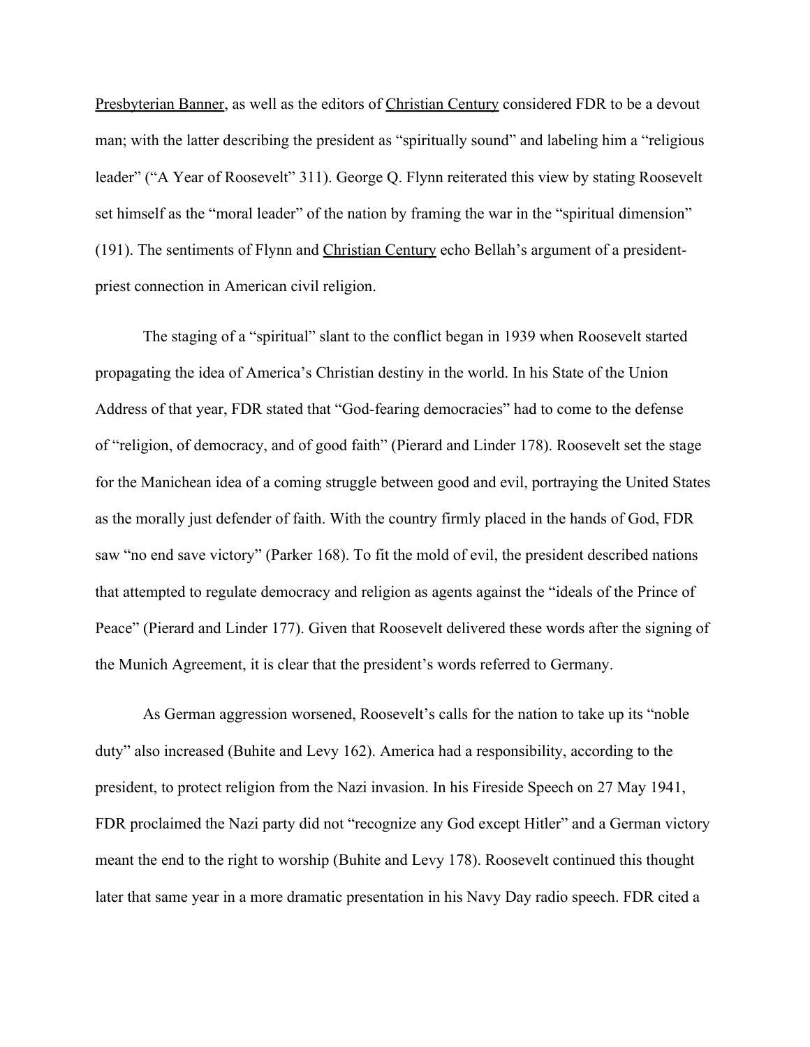Presbyterian Banner, as well as the editors of Christian Century considered FDR to be a devout man; with the latter describing the president as "spiritually sound" and labeling him a "religious leader" ("A Year of Roosevelt" 311). George Q. Flynn reiterated this view by stating Roosevelt set himself as the "moral leader" of the nation by framing the war in the "spiritual dimension" (191). The sentiments of Flynn and Christian Century echo Bellah's argument of a president-priest connection in American civil religion.

The staging of a "spiritual" slant to the conflict began in 1939 when Roosevelt started propagating the idea of America's Christian destiny in the world. In his State of the Union Address of that year, FDR stated that "God-fearing democracies" had to come to the defense of "religion, of democracy, and of good faith" (Pierard and Linder 178). Roosevelt set the stage for the Manichean idea of a coming struggle between good and evil, portraying the United States as the morally just defender of faith. With the country firmly placed in the hands of God, FDR saw "no end save victory" (Parker 168). To fit the mold of evil, the president described nations that attempted to regulate democracy and religion as agents against the "ideals of the Prince of Peace" (Pierard and Linder 177). Given that Roosevelt delivered these words after the signing of the Munich Agreement, it is clear that the president's words referred to Germany.

As German aggression worsened, Roosevelt's calls for the nation to take up its "noble duty" also increased (Buhite and Levy 162). America had a responsibility, according to the president, to protect religion from the Nazi invasion. In his Fireside Speech on 27 May 1941, FDR proclaimed the Nazi party did not "recognize any God except Hitler" and a German victory meant the end to the right to worship (Buhite and Levy 178). Roosevelt continued this thought later that same year in a more dramatic presentation in his Navy Day radio speech. FDR cited a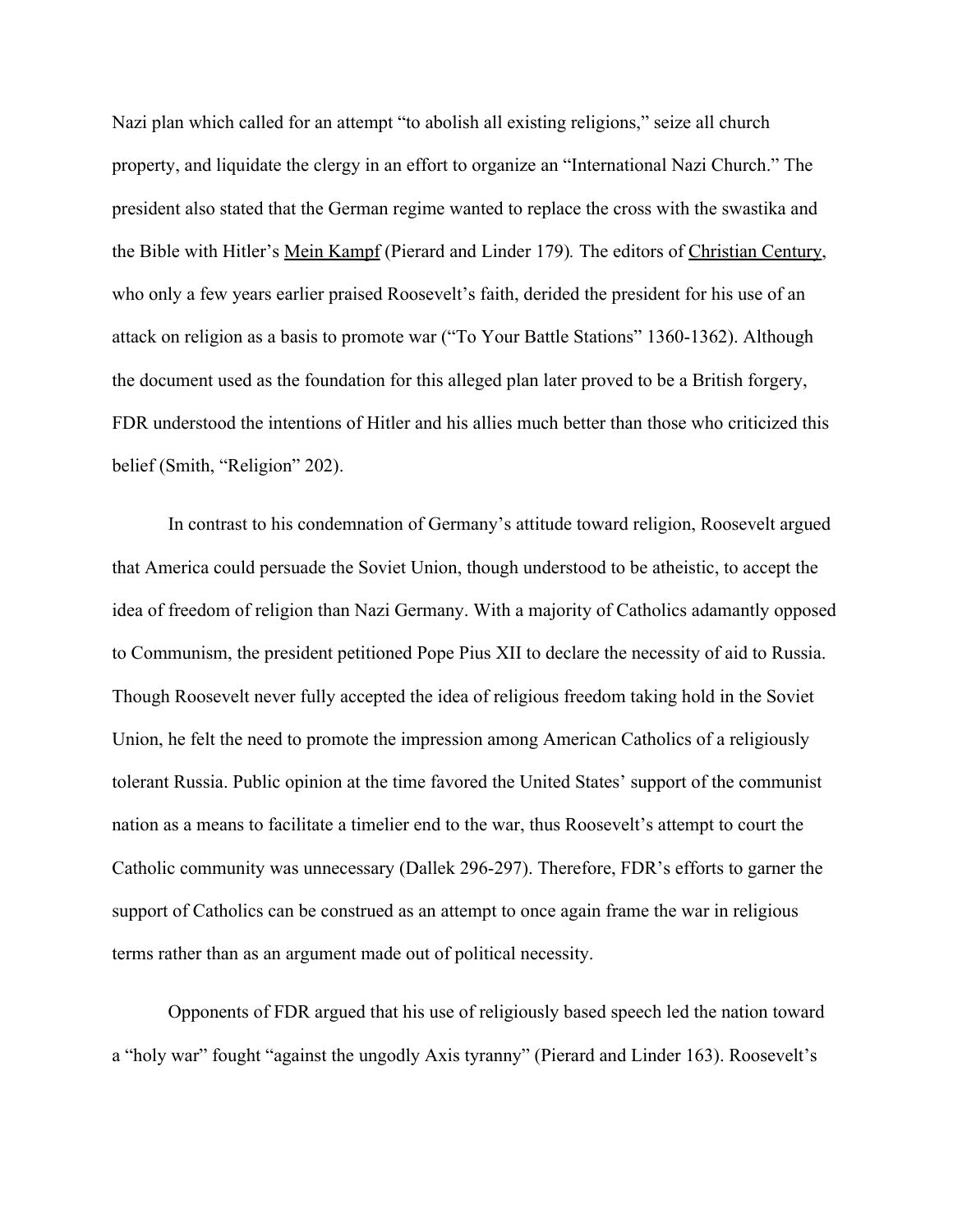Nazi plan which called for an attempt "to abolish all existing religions," seize all church property, and liquidate the clergy in an effort to organize an "International Nazi Church." The president also stated that the German regime wanted to replace the cross with the swastika and the Bible with Hitler's Mein Kampf (Pierard and Linder 179). The editors of Christian Century, who only a few years earlier praised Roosevelt's faith, derided the president for his use of an attack on religion as a basis to promote war ("To Your Battle Stations" 1360-1362). Although the document used as the foundation for this alleged plan later proved to be a British forgery, FDR understood the intentions of Hitler and his allies much better than those who criticized this belief (Smith, "Religion" 202).

In contrast to his condemnation of Germany's attitude toward religion, Roosevelt argued that America could persuade the Soviet Union, though understood to be atheistic, to accept the idea of freedom of religion than Nazi Germany. With a majority of Catholics adamantly opposed to Communism, the president petitioned Pope Pius XII to declare the necessity of aid to Russia. Though Roosevelt never fully accepted the idea of religious freedom taking hold in the Soviet Union, he felt the need to promote the impression among American Catholics of a religiously tolerant Russia. Public opinion at the time favored the United States' support of the communist nation as a means to facilitate a timelier end to the war, thus Roosevelt's attempt to court the Catholic community was unnecessary (Dallek 296-297). Therefore, FDR's efforts to garner the support of Catholics can be construed as an attempt to once again frame the war in religious terms rather than as an argument made out of political necessity.

Opponents of FDR argued that his use of religiously based speech led the nation toward a "holy war" fought "against the ungodly Axis tyranny" (Pierard and Linder 163). Roosevelt's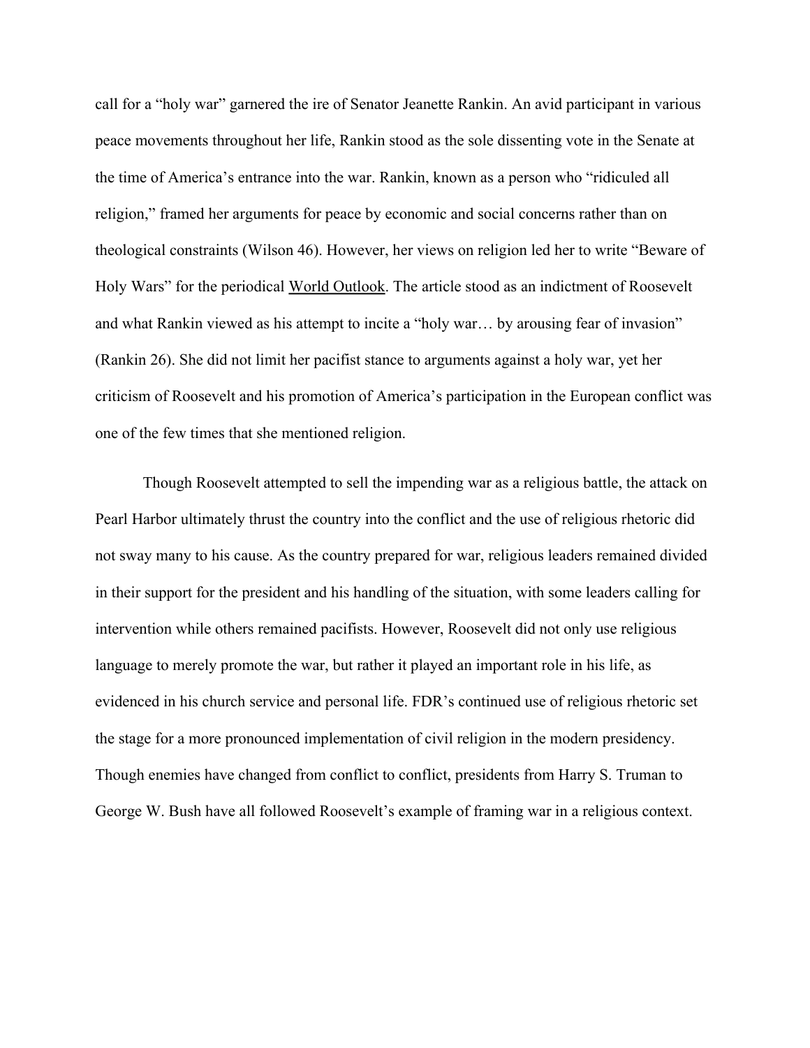call for a "holy war" garnered the ire of Senator Jeanette Rankin. An avid participant in various peace movements throughout her life, Rankin stood as the sole dissenting vote in the Senate at the time of America's entrance into the war. Rankin, known as a person who "ridiculed all religion," framed her arguments for peace by economic and social concerns rather than on theological constraints (Wilson 46). However, her views on religion led her to write "Beware of Holy Wars" for the periodical World Outlook. The article stood as an indictment of Roosevelt and what Rankin viewed as his attempt to incite a "holy war… by arousing fear of invasion" (Rankin 26). She did not limit her pacifist stance to arguments against a holy war, yet her criticism of Roosevelt and his promotion of America's participation in the European conflict was one of the few times that she mentioned religion.

Though Roosevelt attempted to sell the impending war as a religious battle, the attack on Pearl Harbor ultimately thrust the country into the conflict and the use of religious rhetoric did not sway many to his cause. As the country prepared for war, religious leaders remained divided in their support for the president and his handling of the situation, with some leaders calling for intervention while others remained pacifists. However, Roosevelt did not only use religious language to merely promote the war, but rather it played an important role in his life, as evidenced in his church service and personal life. FDR's continued use of religious rhetoric set the stage for a more pronounced implementation of civil religion in the modern presidency. Though enemies have changed from conflict to conflict, presidents from Harry S. Truman to George W. Bush have all followed Roosevelt's example of framing war in a religious context.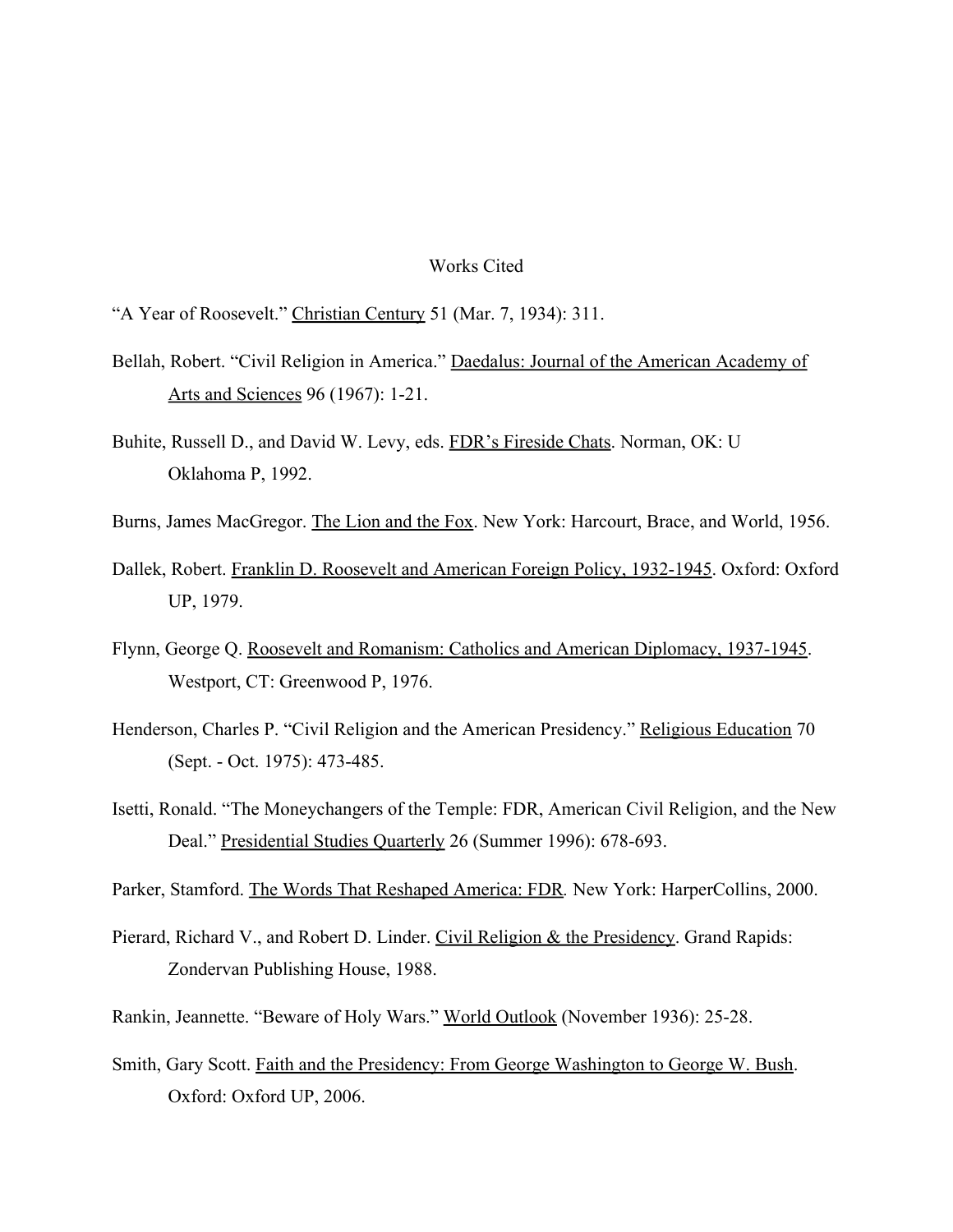# Works Cited

"A Year of Roosevelt." Christian Century 51 (Mar. 7, 1934): 311.

Bellah, Robert. "Civil Religion in America." Daedalus: Journal of the American Academy of Arts and Sciences 96 (1967): 1-21.

Buhite, Russell D., and David W. Levy, eds. FDR's Fireside Chats. Norman, OK: U Oklahoma P, 1992.

Burns, James MacGregor. The Lion and the Fox. New York: Harcourt, Brace, and World, 1956.

Dallek, Robert. Franklin D. Roosevelt and American Foreign Policy, 1932-1945. Oxford: Oxford UP, 1979.

Flynn, George Q. Roosevelt and Romanism: Catholics and American Diplomacy, 1937-1945. Westport, CT: Greenwood P, 1976.

Henderson, Charles P. "Civil Religion and the American Presidency." Religious Education 70 (Sept. - Oct. 1975): 473-485.

Isetti, Ronald. "The Moneychangers of the Temple: FDR, American Civil Religion, and the New Deal." Presidential Studies Quarterly 26 (Summer 1996): 678-693.

Parker, Stamford. The Words That Reshaped America: FDR. New York: HarperCollins, 2000.

Pierard, Richard V., and Robert D. Linder. Civil Religion & the Presidency. Grand Rapids: Zondervan Publishing House, 1988.

Rankin, Jeannette. "Beware of Holy Wars." World Outlook (November 1936): 25-28.

Smith, Gary Scott. Faith and the Presidency: From George Washington to George W. Bush. Oxford: Oxford UP, 2006.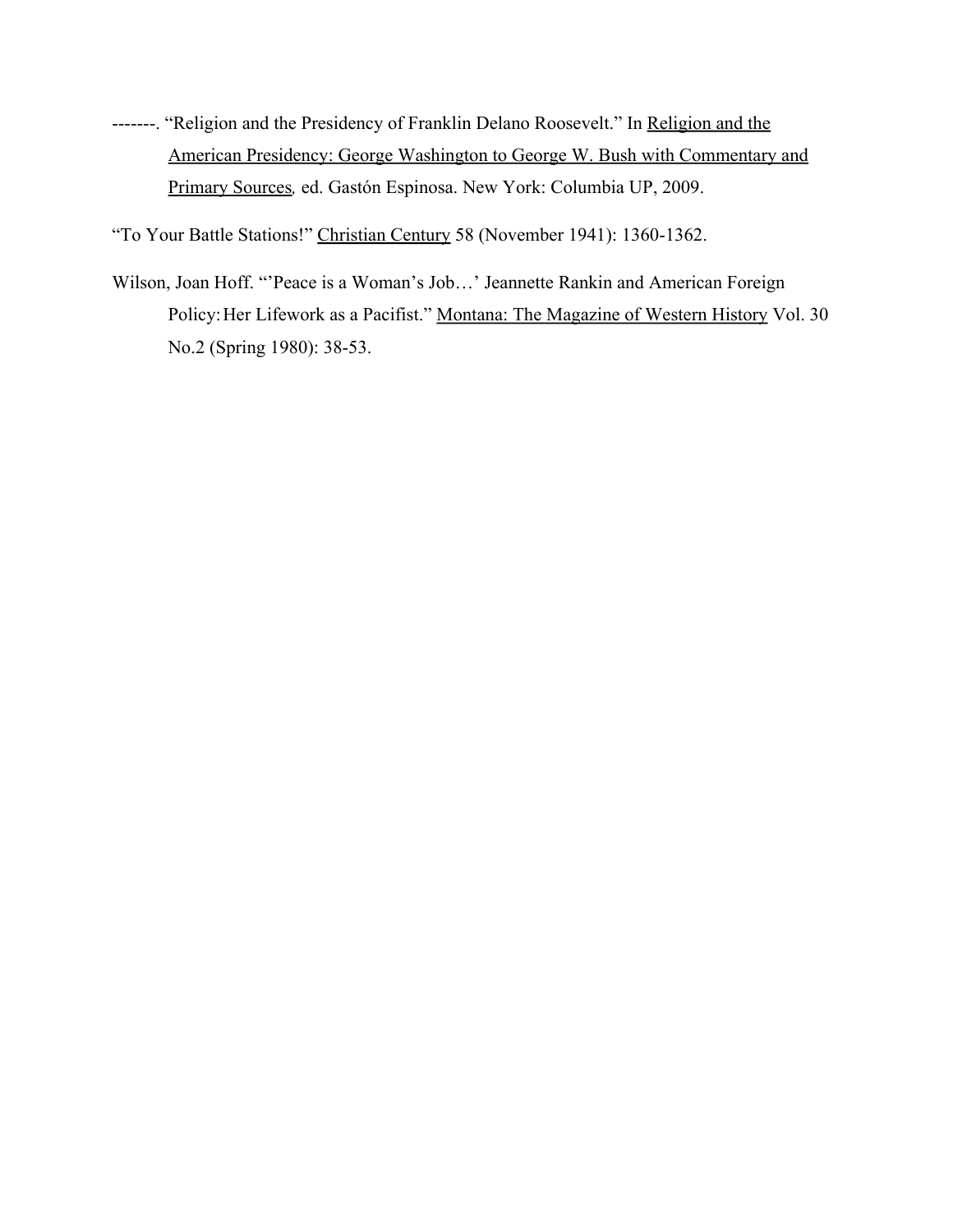-------. “Religion and the Presidency of Franklin Delano Roosevelt.” In Religion and the American Presidency: George Washington to George W. Bush with Commentary and Primary Sources, ed. Gastón Espinosa. New York: Columbia UP, 2009.

“To Your Battle Stations!” Christian Century 58 (November 1941): 1360-1362.

Wilson, Joan Hoff. “’Peace is a Woman’s Job…’ Jeannette Rankin and American Foreign Policy: Her Lifework as a Pacifist.” Montana: The Magazine of Western History Vol. 30 No.2 (Spring 1980): 38-53.